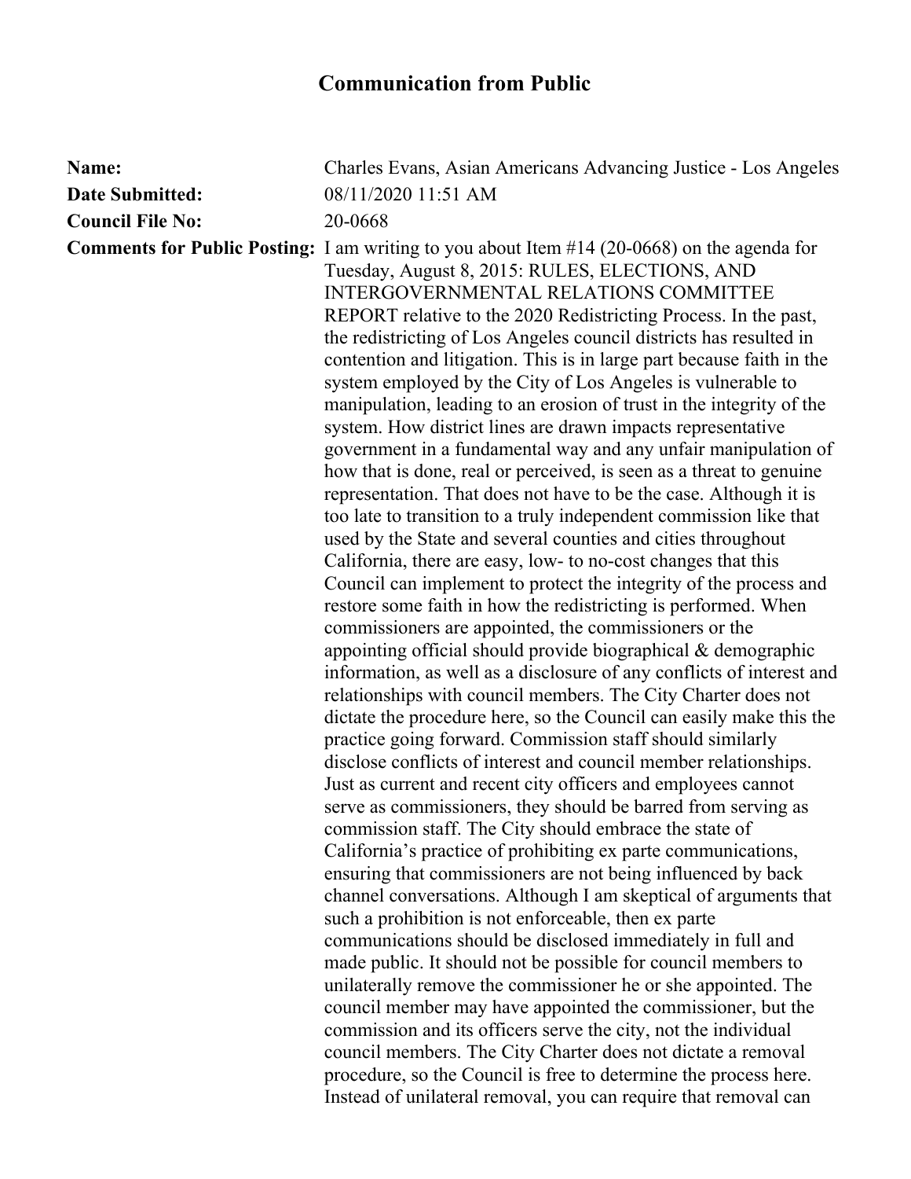# Communication from Public

**Name:** Charles Evans, Asian Americans Advancing Justice - Los Angeles

**Date Submitted:** 08/11/2020 11:51 AM

**Council File No:** 20-0668

**Comments for Public Posting:** I am writing to you about Item #14 (20-0668) on the agenda for Tuesday, August 8, 2015: RULES, ELECTIONS, AND INTERGOVERNMENTAL RELATIONS COMMITTEE REPORT relative to the 2020 Redistricting Process. In the past, the redistricting of Los Angeles council districts has resulted in contention and litigation. This is in large part because faith in the system employed by the City of Los Angeles is vulnerable to manipulation, leading to an erosion of trust in the integrity of the system. How district lines are drawn impacts representative government in a fundamental way and any unfair manipulation of how that is done, real or perceived, is seen as a threat to genuine representation. That does not have to be the case. Although it is too late to transition to a truly independent commission like that used by the State and several counties and cities throughout California, there are easy, low- to no-cost changes that this Council can implement to protect the integrity of the process and restore some faith in how the redistricting is performed. When commissioners are appointed, the commissioners or the appointing official should provide biographical & demographic information, as well as a disclosure of any conflicts of interest and relationships with council members. The City Charter does not dictate the procedure here, so the Council can easily make this the practice going forward. Commission staff should similarly disclose conflicts of interest and council member relationships. Just as current and recent city officers and employees cannot serve as commissioners, they should be barred from serving as commission staff. The City should embrace the state of California's practice of prohibiting ex parte communications, ensuring that commissioners are not being influenced by back channel conversations. Although I am skeptical of arguments that such a prohibition is not enforceable, then ex parte communications should be disclosed immediately in full and made public. It should not be possible for council members to unilaterally remove the commissioner he or she appointed. The council member may have appointed the commissioner, but the commission and its officers serve the city, not the individual council members. The City Charter does not dictate a removal procedure, so the Council is free to determine the process here. Instead of unilateral removal, you can require that removal can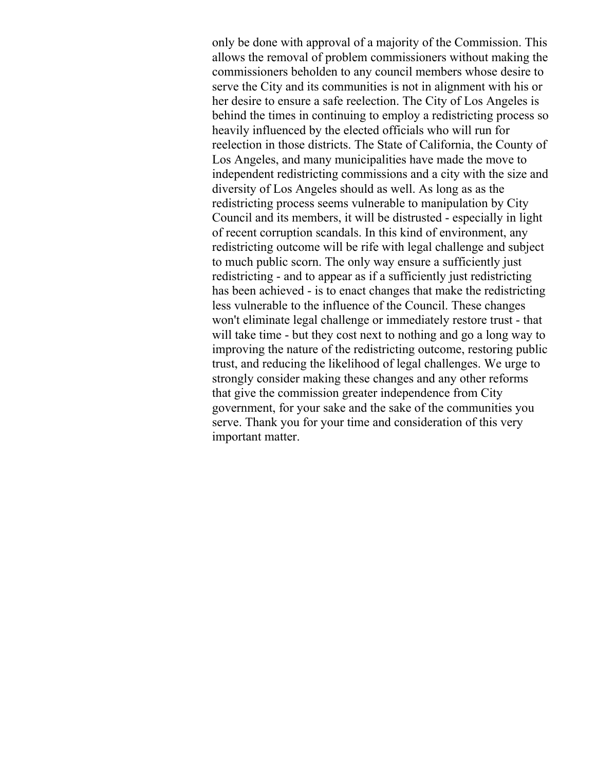only be done with approval of a majority of the Commission. This allows the removal of problem commissioners without making the commissioners beholden to any council members whose desire to serve the City and its communities is not in alignment with his or her desire to ensure a safe reelection. The City of Los Angeles is behind the times in continuing to employ a redistricting process so heavily influenced by the elected officials who will run for reelection in those districts. The State of California, the County of Los Angeles, and many municipalities have made the move to independent redistricting commissions and a city with the size and diversity of Los Angeles should as well. As long as as the redistricting process seems vulnerable to manipulation by City Council and its members, it will be distrusted - especially in light of recent corruption scandals. In this kind of environment, any redistricting outcome will be rife with legal challenge and subject to much public scorn. The only way ensure a sufficiently just redistricting - and to appear as if a sufficiently just redistricting has been achieved - is to enact changes that make the redistricting less vulnerable to the influence of the Council. These changes won't eliminate legal challenge or immediately restore trust - that will take time - but they cost next to nothing and go a long way to improving the nature of the redistricting outcome, restoring public trust, and reducing the likelihood of legal challenges. We urge to strongly consider making these changes and any other reforms that give the commission greater independence from City government, for your sake and the sake of the communities you serve. Thank you for your time and consideration of this very important matter.